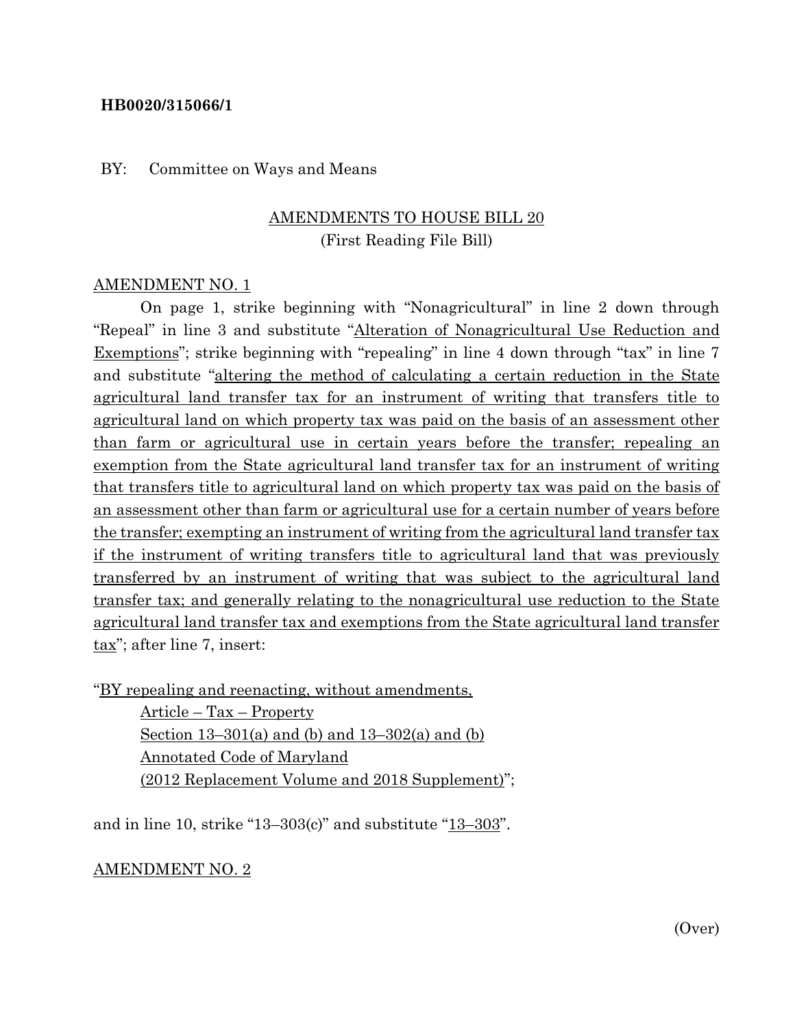**HB0020/315066/1**

BY: Committee on Ways and Means

AMENDMENTS TO HOUSE BILL 20
(First Reading File Bill)

AMENDMENT NO. 1

On page 1, strike beginning with "Nonagricultural" in line 2 down through "Repeal" in line 3 and substitute "Alteration of Nonagricultural Use Reduction and Exemptions"; strike beginning with "repealing" in line 4 down through "tax" in line 7 and substitute "altering the method of calculating a certain reduction in the State agricultural land transfer tax for an instrument of writing that transfers title to agricultural land on which property tax was paid on the basis of an assessment other than farm or agricultural use in certain years before the transfer; repealing an exemption from the State agricultural land transfer tax for an instrument of writing that transfers title to agricultural land on which property tax was paid on the basis of an assessment other than farm or agricultural use for a certain number of years before the transfer; exempting an instrument of writing from the agricultural land transfer tax if the instrument of writing transfers title to agricultural land that was previously transferred by an instrument of writing that was subject to the agricultural land transfer tax; and generally relating to the nonagricultural use reduction to the State agricultural land transfer tax and exemptions from the State agricultural land transfer tax"; after line 7, insert:

"BY repealing and reenacting, without amendments,
Article – Tax – Property
Section 13–301(a) and (b) and 13–302(a) and (b)
Annotated Code of Maryland
(2012 Replacement Volume and 2018 Supplement)";

and in line 10, strike "13–303(c)" and substitute "13–303".

AMENDMENT NO. 2

(Over)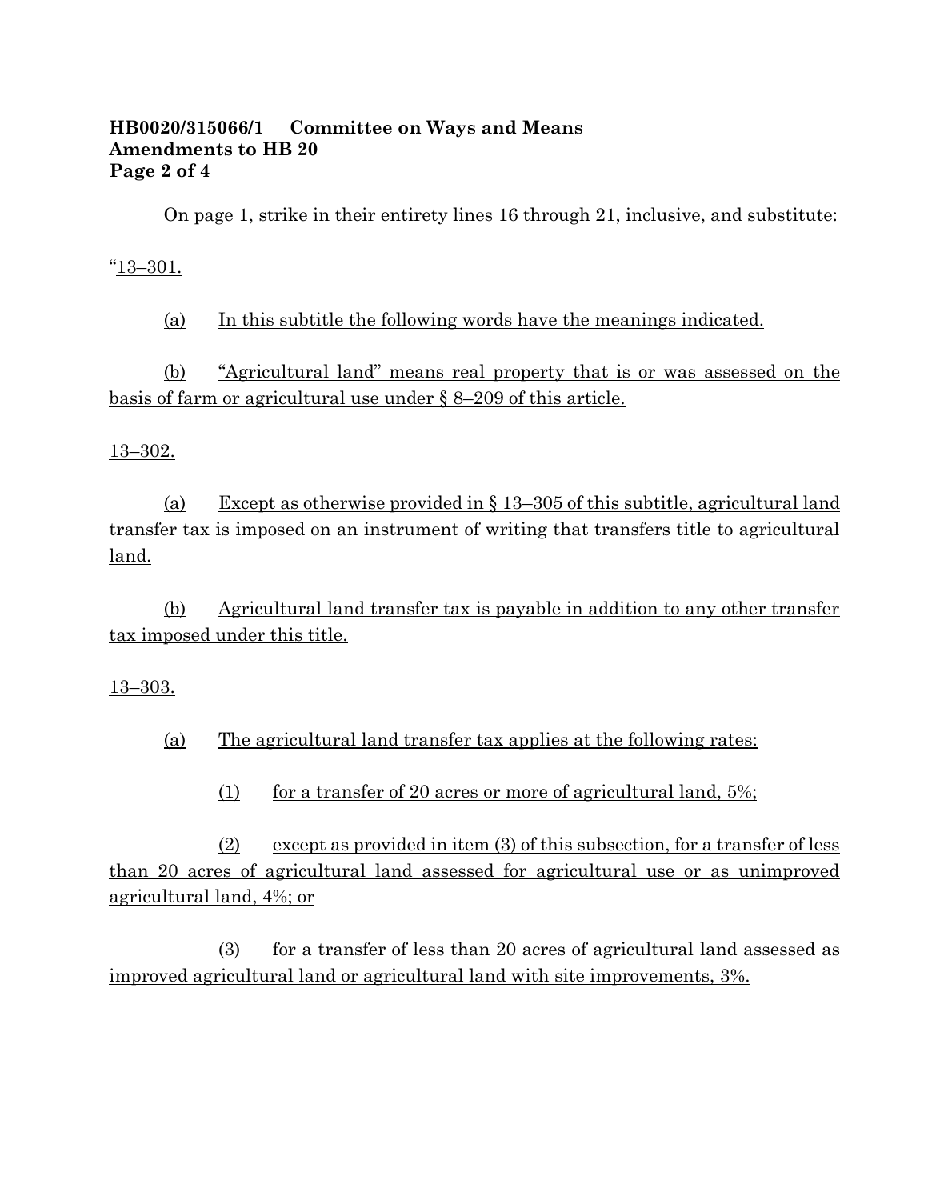**HB0020/315066/1 Committee on Ways and Means**
**Amendments to HB 20**

On page 1, strike in their entirety lines 16 through 21, inclusive, and substitute:

"13–301.

(a) In this subtitle the following words have the meanings indicated.

(b) "Agricultural land" means real property that is or was assessed on the basis of farm or agricultural use under § 8–209 of this article.

13–302.

(a) Except as otherwise provided in § 13–305 of this subtitle, agricultural land transfer tax is imposed on an instrument of writing that transfers title to agricultural land.

(b) Agricultural land transfer tax is payable in addition to any other transfer tax imposed under this title.

13–303.

(a) The agricultural land transfer tax applies at the following rates:

(1) for a transfer of 20 acres or more of agricultural land, 5%;

(2) except as provided in item (3) of this subsection, for a transfer of less than 20 acres of agricultural land assessed for agricultural use or as unimproved agricultural land, 4%; or

(3) for a transfer of less than 20 acres of agricultural land assessed as improved agricultural land or agricultural land with site improvements, 3%.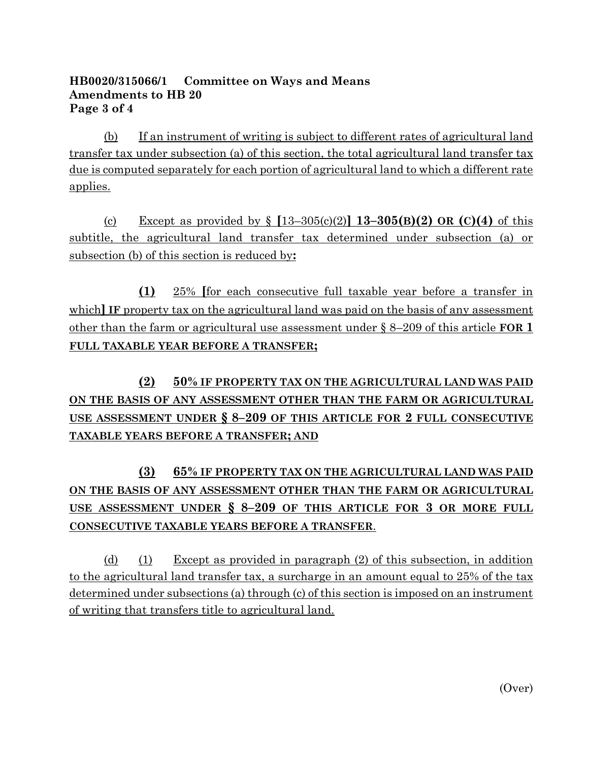**HB0020/315066/1 Committee on Ways and Means**
**Amendments to HB 20**

(b) If an instrument of writing is subject to different rates of agricultural land transfer tax under subsection (a) of this section, the total agricultural land transfer tax due is computed separately for each portion of agricultural land to which a different rate applies.

(c) Except as provided by § **[**13–305(c)(2)**]** **13–305(B)(2) OR (C)(4)** of this subtitle, the agricultural land transfer tax determined under subsection (a) or subsection (b) of this section is reduced by**:**

**(1)** 25% **[**for each consecutive full taxable year before a transfer in which**]** **IF** property tax on the agricultural land was paid on the basis of any assessment other than the farm or agricultural use assessment under § 8–209 of this article **FOR 1 FULL TAXABLE YEAR BEFORE A TRANSFER;**

**(2) 50% IF PROPERTY TAX ON THE AGRICULTURAL LAND WAS PAID ON THE BASIS OF ANY ASSESSMENT OTHER THAN THE FARM OR AGRICULTURAL USE ASSESSMENT UNDER § 8–209 OF THIS ARTICLE FOR 2 FULL CONSECUTIVE TAXABLE YEARS BEFORE A TRANSFER; AND**

**(3) 65% IF PROPERTY TAX ON THE AGRICULTURAL LAND WAS PAID ON THE BASIS OF ANY ASSESSMENT OTHER THAN THE FARM OR AGRICULTURAL USE ASSESSMENT UNDER § 8–209 OF THIS ARTICLE FOR 3 OR MORE FULL CONSECUTIVE TAXABLE YEARS BEFORE A TRANSFER**.

(d) (1) Except as provided in paragraph (2) of this subsection, in addition to the agricultural land transfer tax, a surcharge in an amount equal to 25% of the tax determined under subsections (a) through (c) of this section is imposed on an instrument of writing that transfers title to agricultural land.

(Over)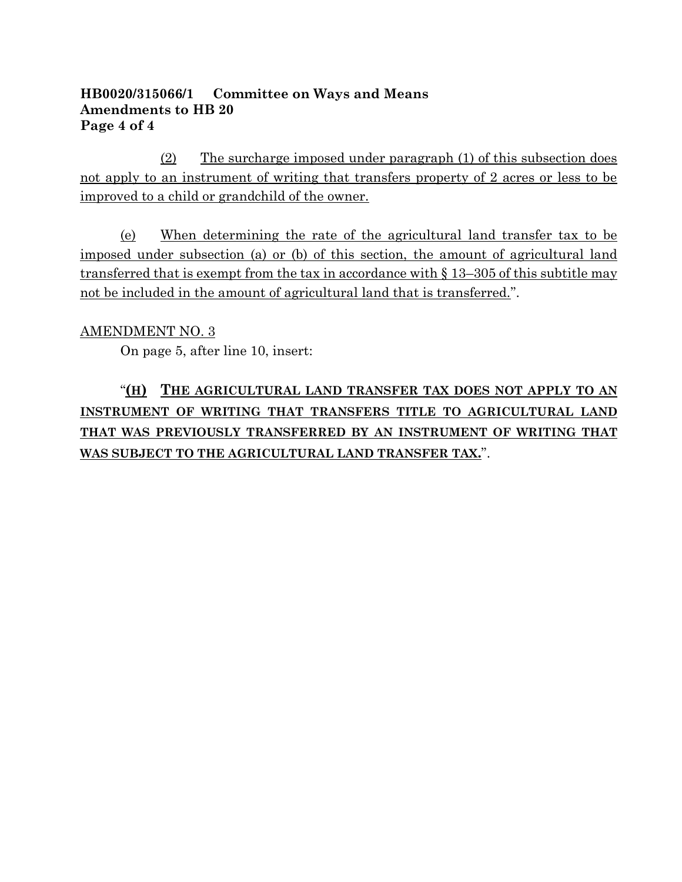(2) The surcharge imposed under paragraph (1) of this subsection does not apply to an instrument of writing that transfers property of 2 acres or less to be improved to a child or grandchild of the owner.

(e) When determining the rate of the agricultural land transfer tax to be imposed under subsection (a) or (b) of this section, the amount of agricultural land transferred that is exempt from the tax in accordance with § 13–305 of this subtitle may not be included in the amount of agricultural land that is transferred.".

AMENDMENT NO. 3

On page 5, after line 10, insert:

"**(H) THE AGRICULTURAL LAND TRANSFER TAX DOES NOT APPLY TO AN INSTRUMENT OF WRITING THAT TRANSFERS TITLE TO AGRICULTURAL LAND THAT WAS PREVIOUSLY TRANSFERRED BY AN INSTRUMENT OF WRITING THAT WAS SUBJECT TO THE AGRICULTURAL LAND TRANSFER TAX.**".